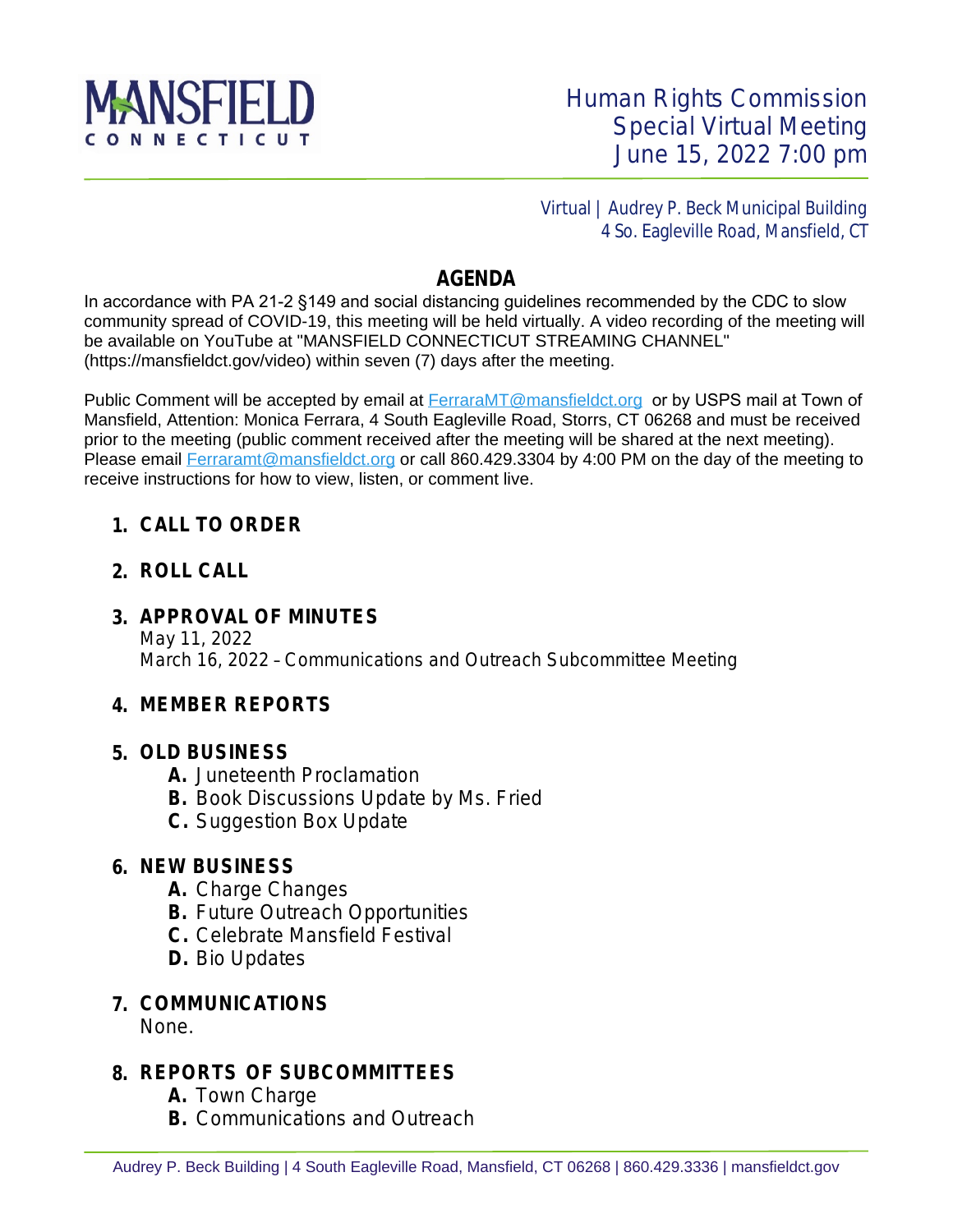MANSFIELD CONNECTICUT

# Human Rights Commission Special Virtual Meeting June 15, 2022 7:00 pm

Virtual | Audrey P. Beck Municipal Building
4 So. Eagleville Road, Mansfield, CT

## AGENDA

In accordance with PA 21-2 §149 and social distancing guidelines recommended by the CDC to slow community spread of COVID-19, this meeting will be held virtually. A video recording of the meeting will be available on YouTube at "MANSFIELD CONNECTICUT STREAMING CHANNEL" (https://mansfieldct.gov/video) within seven (7) days after the meeting.

Public Comment will be accepted by email at FerraraMT@mansfieldct.org or by USPS mail at Town of Mansfield, Attention: Monica Ferrara, 4 South Eagleville Road, Storrs, CT 06268 and must be received prior to the meeting (public comment received after the meeting will be shared at the next meeting). Please email Ferraramt@mansfieldct.org or call 860.429.3304 by 4:00 PM on the day of the meeting to receive instructions for how to view, listen, or comment live.

1. **CALL TO ORDER**

2. **ROLL CALL**

3. **APPROVAL OF MINUTES**
   May 11, 2022
   March 16, 2022 – Communications and Outreach Subcommittee Meeting

4. **MEMBER REPORTS**

5. **OLD BUSINESS**
   - **A.** Juneteenth Proclamation
   - **B.** Book Discussions Update by Ms. Fried
   - **C.** Suggestion Box Update

6. **NEW BUSINESS**
   - **A.** Charge Changes
   - **B.** Future Outreach Opportunities
   - **C.** Celebrate Mansfield Festival
   - **D.** Bio Updates

7. **COMMUNICATIONS**
   None.

8. **REPORTS OF SUBCOMMITTEES**
   - **A.** Town Charge
   - **B.** Communications and Outreach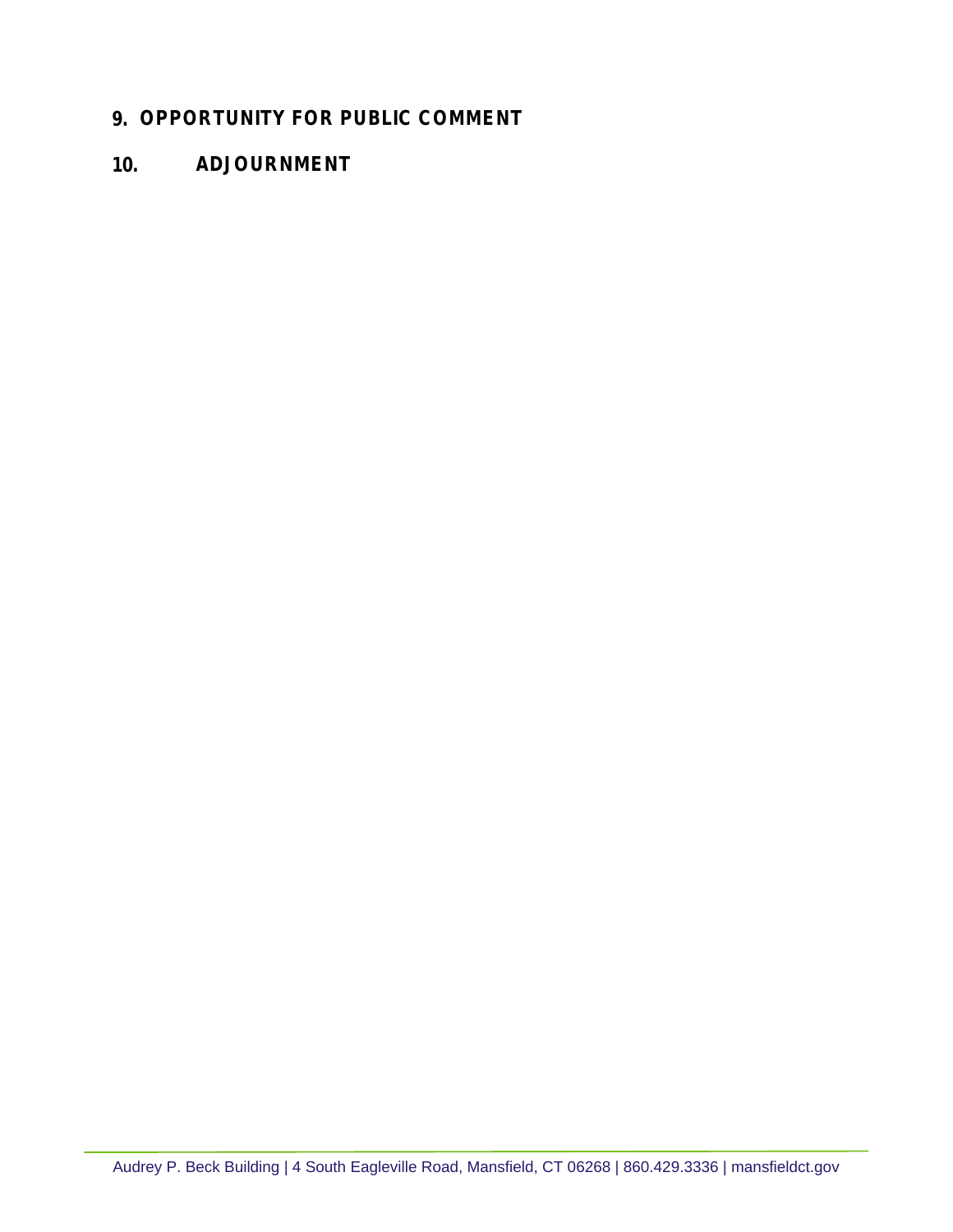9. **OPPORTUNITY FOR PUBLIC COMMENT**

10. **ADJOURNMENT**